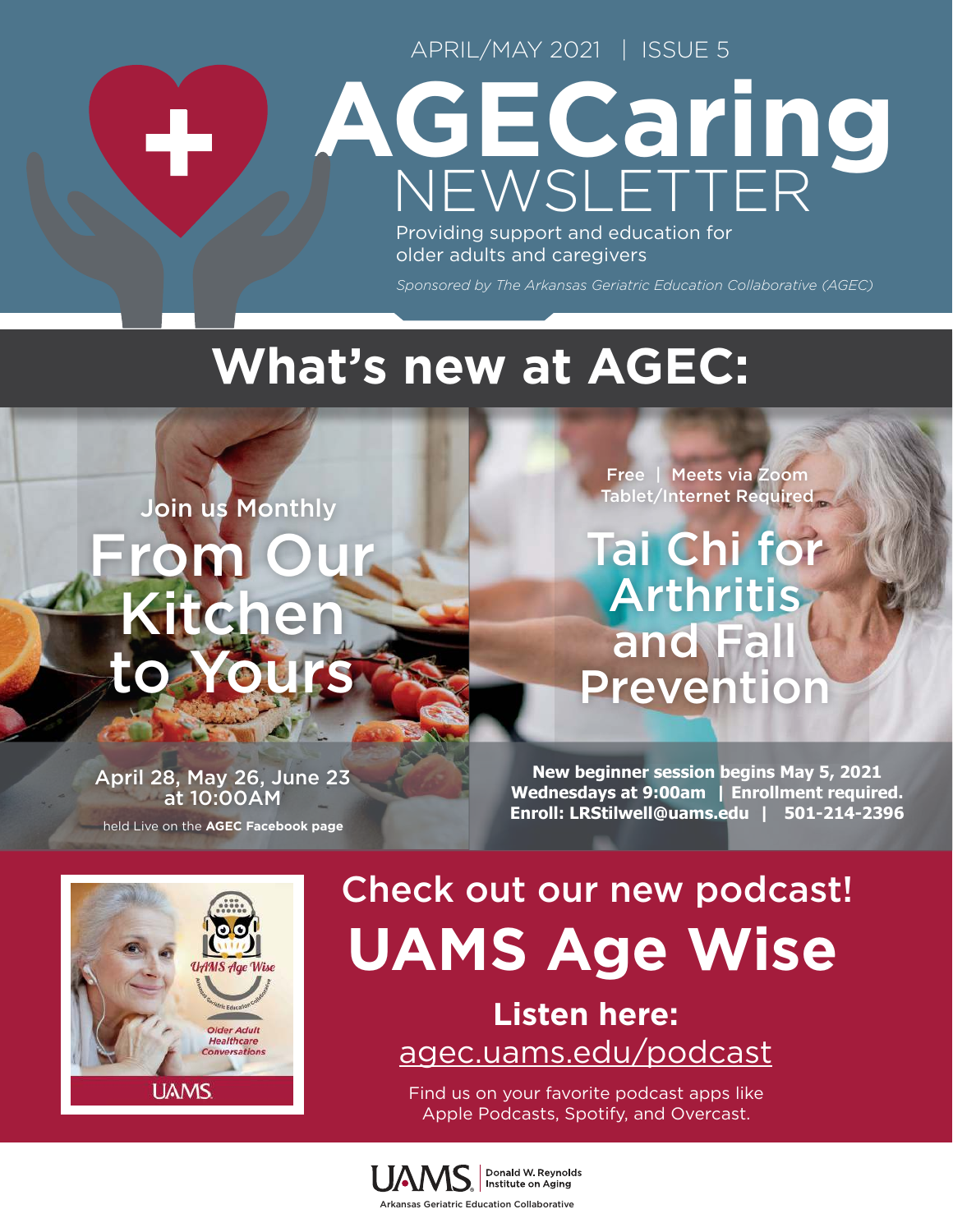APRIL/MAY 2021 | ISSUE 5

# AGECaring NEWSLETTER

Providing support and education for older adults and caregivers

*Sponsored by The Arkansas Geriatric Education Collaborative (AGEC)*

## What's new at AGEC:

### Join us Monthly
## From Our Kitchen to Yours

April 28, May 26, June 23 at 10:00AM

held Live on the **AGEC Facebook page**

**Free | Meets via Zoom**
**Tablet/Internet Required**

## Tai Chi for Arthritis and Fall Prevention

**New beginner session begins May 5, 2021**
**Wednesdays at 9:00am | Enrollment required.**
**Enroll: LRStilwell@uams.edu | 501-214-2396**

UAMS Age Wise

Arkansas Geriatric Education Collaborative

Older Adult Healthcare Conversations

UAMS

### Check out our new podcast!
## UAMS Age Wise

**Listen here:**
agec.uams.edu/podcast

Find us on your favorite podcast apps like Apple Podcasts, Spotify, and Overcast.

UAMS | Donald W. Reynolds Institute on Aging

Arkansas Geriatric Education Collaborative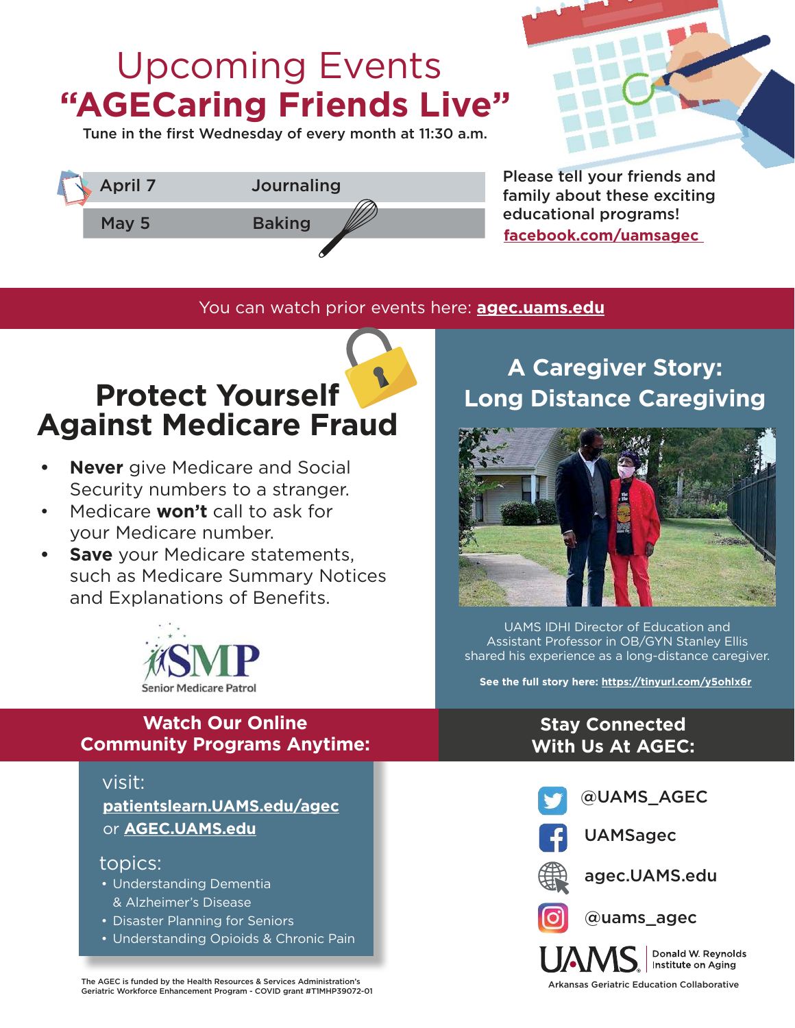# Upcoming Events

## "AGECaring Friends Live"

Tune in the first Wednesday of every month at 11:30 a.m.

| | |
|---|---|
| April 7 | Journaling |
| May 5 | Baking |

Please tell your friends and family about these exciting educational programs!

facebook.com/uamsagec

You can watch prior events here: **agec.uams.edu**

## Protect Yourself Against Medicare Fraud

- **Never** give Medicare and Social Security numbers to a stranger.
- Medicare **won't** call to ask for your Medicare number.
- **Save** your Medicare statements, such as Medicare Summary Notices and Explanations of Benefits.

SMP
Senior Medicare Patrol

## A Caregiver Story: Long Distance Caregiving

UAMS IDHI Director of Education and Assistant Professor in OB/GYN Stanley Ellis shared his experience as a long-distance caregiver.

**See the full story here: https://tinyurl.com/y5ohlx6r**

## Watch Our Online Community Programs Anytime:

visit:
**patientslearn.UAMS.edu/agec**
or **AGEC.UAMS.edu**

topics:

- Understanding Dementia & Alzheimer's Disease
- Disaster Planning for Seniors
- Understanding Opioids & Chronic Pain

## Stay Connected With Us At AGEC:

- @UAMS_AGEC
- UAMSagec
- agec.UAMS.edu
- @uams_agec

UAMS | Donald W. Reynolds Institute on Aging
Arkansas Geriatric Education Collaborative

The AGEC is funded by the Health Resources & Services Administration's Geriatric Workforce Enhancement Program - COVID grant #T1MHP39072-01